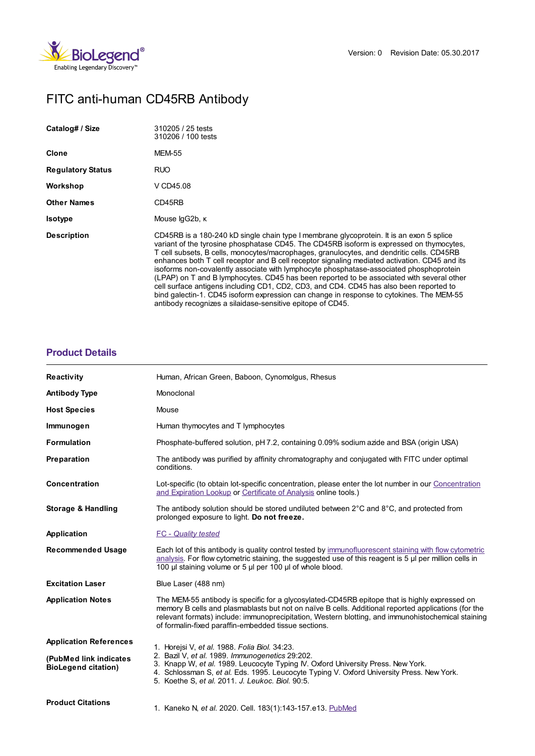Version: 0 Revision Date: 05.30.2017

# FITC anti-human CD45RB Antibody

| | |
|---|---|
| **Catalog# / Size** | 310205 / 25 tests<br>310206 / 100 tests |
| **Clone** | MEM-55 |
| **Regulatory Status** | RUO |
| **Workshop** | V CD45.08 |
| **Other Names** | CD45RB |
| **Isotype** | Mouse IgG2b, κ |
| **Description** | CD45RB is a 180-240 kD single chain type I membrane glycoprotein. It is an exon 5 splice variant of the tyrosine phosphatase CD45. The CD45RB isoform is expressed on thymocytes, T cell subsets, B cells, monocytes/macrophages, granulocytes, and dendritic cells. CD45RB enhances both T cell receptor and B cell receptor signaling mediated activation. CD45 and its isoforms non-covalently associate with lymphocyte phosphatase-associated phosphoprotein (LPAP) on T and B lymphocytes. CD45 has been reported to be associated with several other cell surface antigens including CD1, CD2, CD3, and CD4. CD45 has also been reported to bind galectin-1. CD45 isoform expression can change in response to cytokines. The MEM-55 antibody recognizes a silaidase-sensitive epitope of CD45. |

## Product Details

| | |
|---|---|
| **Reactivity** | Human, African Green, Baboon, Cynomolgus, Rhesus |
| **Antibody Type** | Monoclonal |
| **Host Species** | Mouse |
| **Immunogen** | Human thymocytes and T lymphocytes |
| **Formulation** | Phosphate-buffered solution, pH 7.2, containing 0.09% sodium azide and BSA (origin USA) |
| **Preparation** | The antibody was purified by affinity chromatography and conjugated with FITC under optimal conditions. |
| **Concentration** | Lot-specific (to obtain lot-specific concentration, please enter the lot number in our Concentration and Expiration Lookup or Certificate of Analysis online tools.) |
| **Storage & Handling** | The antibody solution should be stored undiluted between 2°C and 8°C, and protected from prolonged exposure to light. **Do not freeze.** |
| **Application** | *FC - Quality tested* |
| **Recommended Usage** | Each lot of this antibody is quality control tested by immunofluorescent staining with flow cytometric analysis. For flow cytometric staining, the suggested use of this reagent is 5 µl per million cells in 100 µl staining volume or 5 µl per 100 µl of whole blood. |
| **Excitation Laser** | Blue Laser (488 nm) |
| **Application Notes** | The MEM-55 antibody is specific for a glycosylated-CD45RB epitope that is highly expressed on memory B cells and plasmablasts but not on naïve B cells. Additional reported applications (for the relevant formats) include: immunoprecipitation, Western blotting, and immunohistochemical staining of formalin-fixed paraffin-embedded tissue sections. |
| **Application References**<br><br>**(PubMed link indicates BioLegend citation)** | 1. Horejsi V, *et al.* 1988. *Folia Biol.* 34:23.<br>2. Bazil V, *et al.* 1989. *Immunogenetics* 29:202.<br>3. Knapp W, *et al.* 1989. Leucocyte Typing IV. Oxford University Press. New York.<br>4. Schlossman S, *et al.* Eds. 1995. Leucocyte Typing V. Oxford University Press. New York.<br>5. Koethe S, *et al.* 2011. *J. Leukoc. Biol.* 90:5. |
| **Product Citations** | 1. Kaneko N, *et al.* 2020. Cell. 183(1):143-157.e13. PubMed |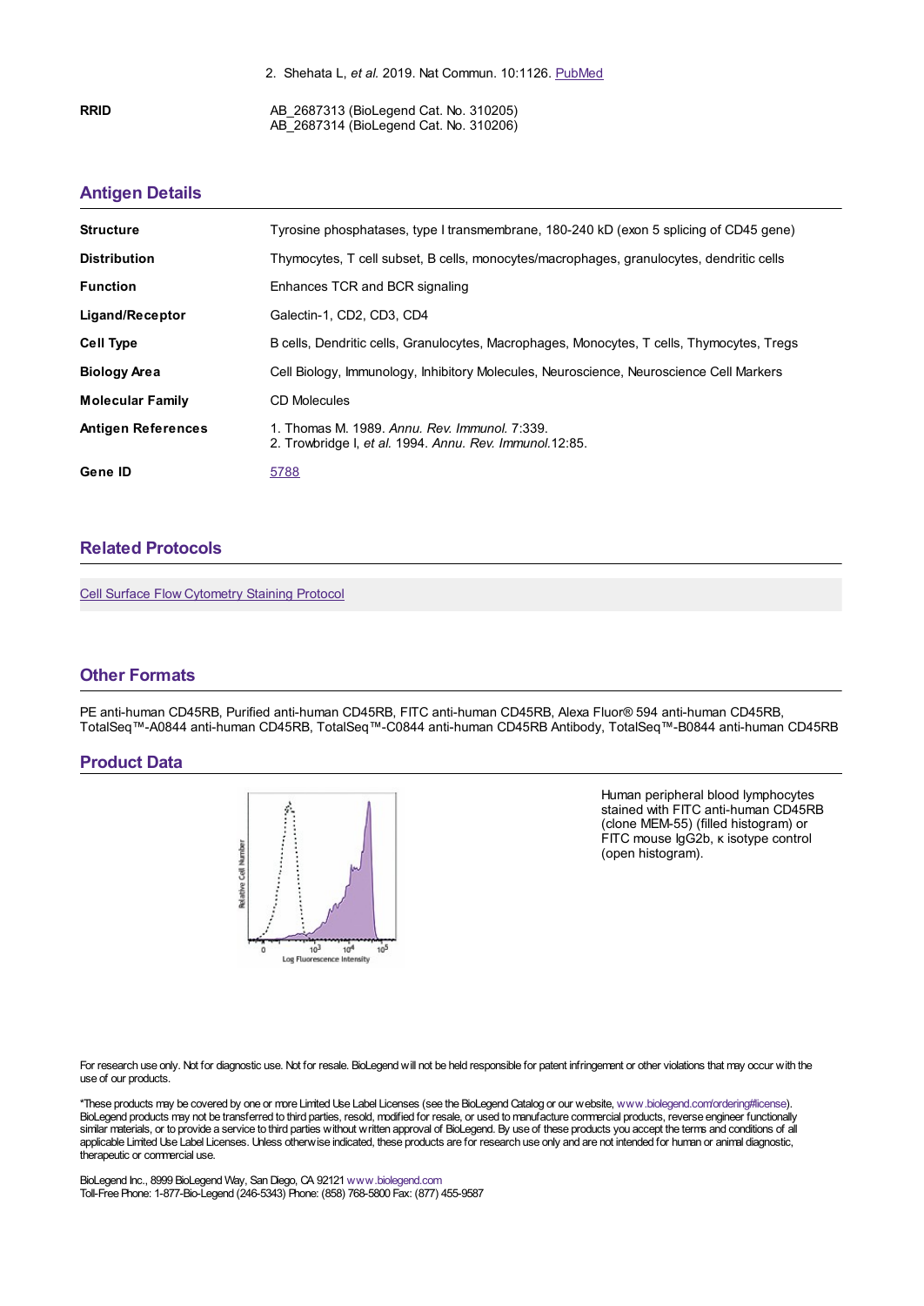2. Shehata L, *et al.* 2019. Nat Commun. 10:1126. PubMed

| | |
|---|---|
| **RRID** | AB_2687313 (BioLegend Cat. No. 310205)<br>AB_2687314 (BioLegend Cat. No. 310206) |

## Antigen Details

| | |
|---|---|
| **Structure** | Tyrosine phosphatases, type I transmembrane, 180-240 kD (exon 5 splicing of CD45 gene) |
| **Distribution** | Thymocytes, T cell subset, B cells, monocytes/macrophages, granulocytes, dendritic cells |
| **Function** | Enhances TCR and BCR signaling |
| **Ligand/Receptor** | Galectin-1, CD2, CD3, CD4 |
| **Cell Type** | B cells, Dendritic cells, Granulocytes, Macrophages, Monocytes, T cells, Thymocytes, Tregs |
| **Biology Area** | Cell Biology, Immunology, Inhibitory Molecules, Neuroscience, Neuroscience Cell Markers |
| **Molecular Family** | CD Molecules |
| **Antigen References** | 1. Thomas M. 1989. *Annu. Rev. Immunol.* 7:339.<br>2. Trowbridge I, *et al.* 1994. *Annu. Rev. Immunol.*12:85. |
| **Gene ID** | 5788 |

## Related Protocols

Cell Surface Flow Cytometry Staining Protocol

## Other Formats

PE anti-human CD45RB, Purified anti-human CD45RB, FITC anti-human CD45RB, Alexa Fluor® 594 anti-human CD45RB, TotalSeq™-A0844 anti-human CD45RB, TotalSeq™-C0844 anti-human CD45RB Antibody, TotalSeq™-B0844 anti-human CD45RB

## Product Data

Relative Cell Number

0
$10^3$
$10^4$
$10^5$
Log Fluorescence Intensity

Human peripheral blood lymphocytes stained with FITC anti-human CD45RB (clone MEM-55) (filled histogram) or FITC mouse IgG2b, κ isotype control (open histogram).

For research use only. Not for diagnostic use. Not for resale. BioLegend will not be held responsible for patent infringement or other violations that may occur with the use of our products.

*These products may be covered by one or more Limited Use Label Licenses (see the BioLegend Catalog or our website, www.biolegend.com/ordering#license). BioLegend products may not be transferred to third parties, resold, modified for resale, or used to manufacture commercial products, reverse engineer functionally similar materials, or to provide a service to third parties without written approval of BioLegend. By use of these products you accept the terms and conditions of all applicable Limited Use Label Licenses. Unless otherwise indicated, these products are for research use only and are not intended for human or animal diagnostic, therapeutic or commercial use.

BioLegend Inc., 8999 BioLegend Way, San Diego, CA 92121 www.biolegend.com
Toll-Free Phone: 1-877-Bio-Legend (246-5343) Phone: (858) 768-5800 Fax: (877) 455-9587